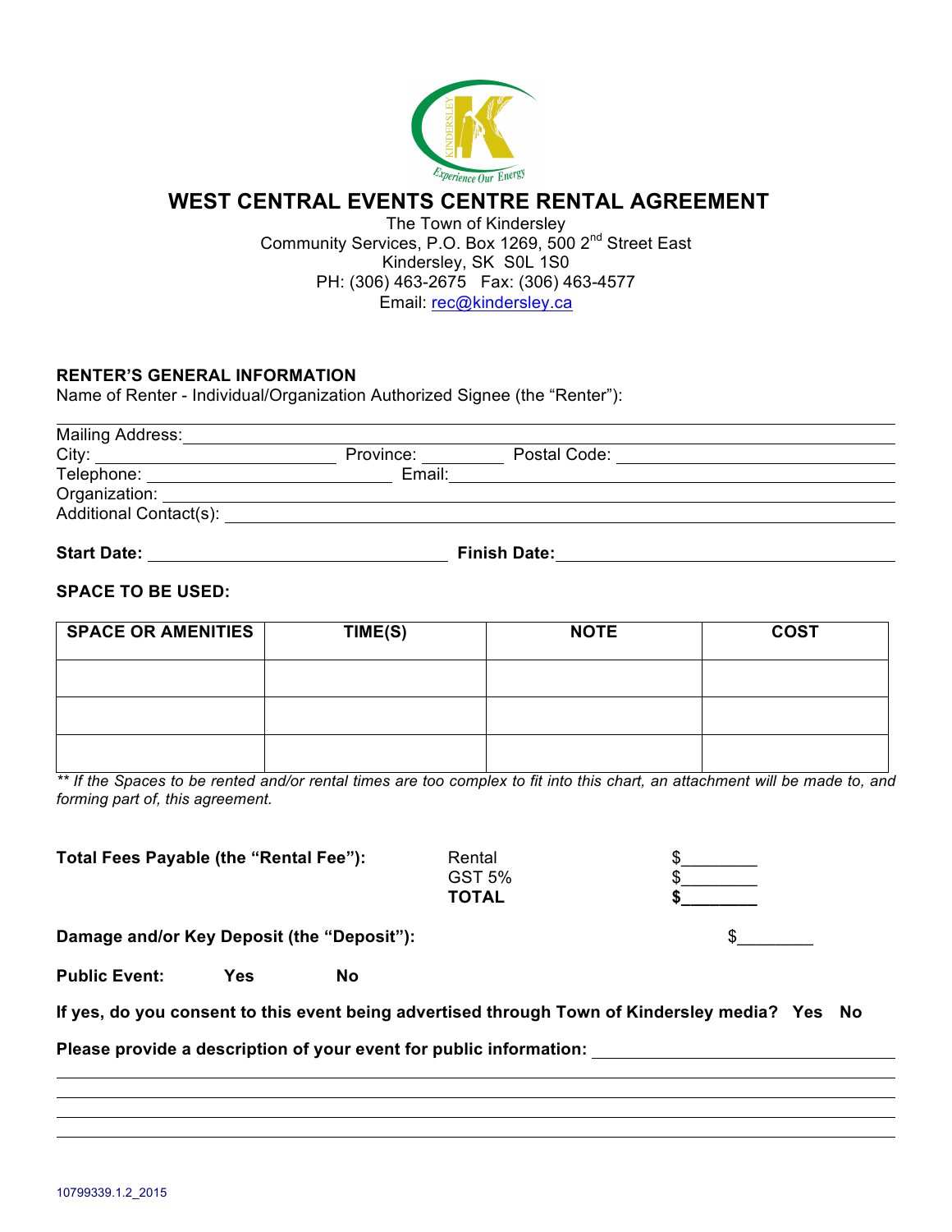# WEST CENTRAL EVENTS CENTRE RENTAL AGREEMENT

The Town of Kindersley
Community Services, P.O. Box 1269, 500 2nd Street East
Kindersley, SK S0L 1S0
PH: (306) 463-2675 Fax: (306) 463-4577
Email: rec@kindersley.ca

**RENTER'S GENERAL INFORMATION**

Name of Renter - Individual/Organization Authorized Signee (the "Renter"):

Mailing Address: ___________________________

City: ______________ Province: ________ Postal Code: ______________

Telephone: ______________ Email: ______________

Organization: ___________________________

Additional Contact(s): ___________________________

**Start Date:** ______________ **Finish Date:** ______________

**SPACE TO BE USED:**

| SPACE OR AMENITIES | TIME(S) | NOTE | COST |
|---|---|---|---|
| | | | |
| | | | |
| | | | |

*** If the Spaces to be rented and/or rental times are too complex to fit into this chart, an attachment will be made to, and forming part of, this agreement.*

**Total Fees Payable (the "Rental Fee"):**

| | |
|---|---|
| Rental | $________ |
| GST 5% | $________ |
| **TOTAL** | **$________** |

**Damage and/or Key Deposit (the "Deposit"):** $________

**Public Event:** **Yes** **No**

**If yes, do you consent to this event being advertised through Town of Kindersley media? Yes No**

**Please provide a description of your event for public information:** ___________________________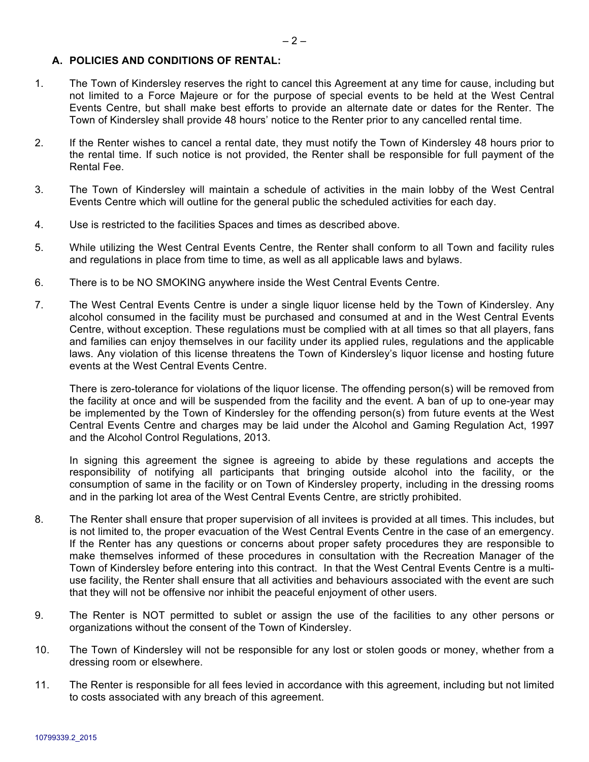## A. POLICIES AND CONDITIONS OF RENTAL:

1. The Town of Kindersley reserves the right to cancel this Agreement at any time for cause, including but not limited to a Force Majeure or for the purpose of special events to be held at the West Central Events Centre, but shall make best efforts to provide an alternate date or dates for the Renter. The Town of Kindersley shall provide 48 hours' notice to the Renter prior to any cancelled rental time.

2. If the Renter wishes to cancel a rental date, they must notify the Town of Kindersley 48 hours prior to the rental time. If such notice is not provided, the Renter shall be responsible for full payment of the Rental Fee.

3. The Town of Kindersley will maintain a schedule of activities in the main lobby of the West Central Events Centre which will outline for the general public the scheduled activities for each day.

4. Use is restricted to the facilities Spaces and times as described above.

5. While utilizing the West Central Events Centre, the Renter shall conform to all Town and facility rules and regulations in place from time to time, as well as all applicable laws and bylaws.

6. There is to be NO SMOKING anywhere inside the West Central Events Centre.

7. The West Central Events Centre is under a single liquor license held by the Town of Kindersley. Any alcohol consumed in the facility must be purchased and consumed at and in the West Central Events Centre, without exception. These regulations must be complied with at all times so that all players, fans and families can enjoy themselves in our facility under its applied rules, regulations and the applicable laws. Any violation of this license threatens the Town of Kindersley's liquor license and hosting future events at the West Central Events Centre.

   There is zero-tolerance for violations of the liquor license. The offending person(s) will be removed from the facility at once and will be suspended from the facility and the event. A ban of up to one-year may be implemented by the Town of Kindersley for the offending person(s) from future events at the West Central Events Centre and charges may be laid under the Alcohol and Gaming Regulation Act, 1997 and the Alcohol Control Regulations, 2013.

   In signing this agreement the signee is agreeing to abide by these regulations and accepts the responsibility of notifying all participants that bringing outside alcohol into the facility, or the consumption of same in the facility or on Town of Kindersley property, including in the dressing rooms and in the parking lot area of the West Central Events Centre, are strictly prohibited.

8. The Renter shall ensure that proper supervision of all invitees is provided at all times. This includes, but is not limited to, the proper evacuation of the West Central Events Centre in the case of an emergency. If the Renter has any questions or concerns about proper safety procedures they are responsible to make themselves informed of these procedures in consultation with the Recreation Manager of the Town of Kindersley before entering into this contract. In that the West Central Events Centre is a multi-use facility, the Renter shall ensure that all activities and behaviours associated with the event are such that they will not be offensive nor inhibit the peaceful enjoyment of other users.

9. The Renter is NOT permitted to sublet or assign the use of the facilities to any other persons or organizations without the consent of the Town of Kindersley.

10. The Town of Kindersley will not be responsible for any lost or stolen goods or money, whether from a dressing room or elsewhere.

11. The Renter is responsible for all fees levied in accordance with this agreement, including but not limited to costs associated with any breach of this agreement.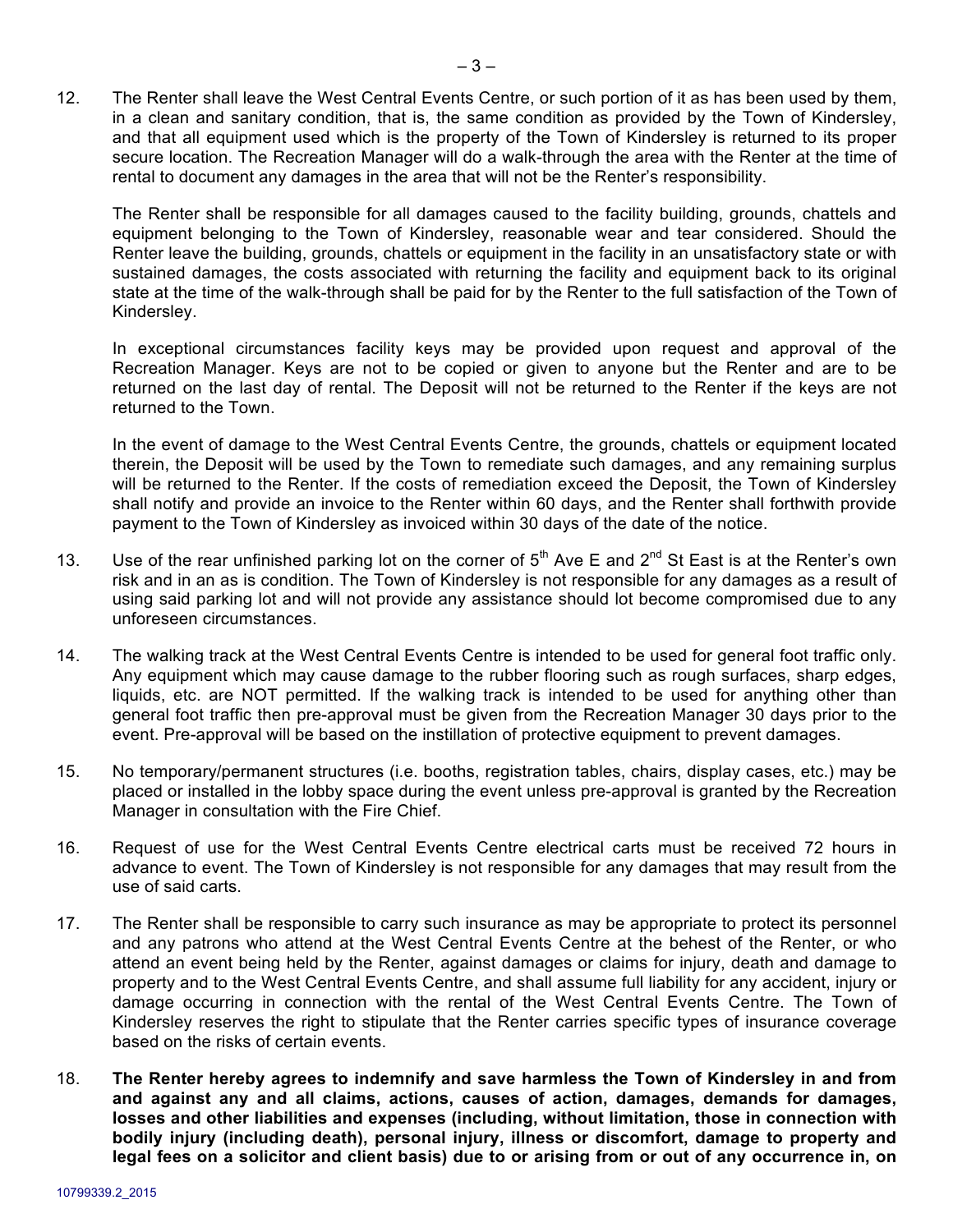12. The Renter shall leave the West Central Events Centre, or such portion of it as has been used by them, in a clean and sanitary condition, that is, the same condition as provided by the Town of Kindersley, and that all equipment used which is the property of the Town of Kindersley is returned to its proper secure location. The Recreation Manager will do a walk-through the area with the Renter at the time of rental to document any damages in the area that will not be the Renter's responsibility.

    The Renter shall be responsible for all damages caused to the facility building, grounds, chattels and equipment belonging to the Town of Kindersley, reasonable wear and tear considered. Should the Renter leave the building, grounds, chattels or equipment in the facility in an unsatisfactory state or with sustained damages, the costs associated with returning the facility and equipment back to its original state at the time of the walk-through shall be paid for by the Renter to the full satisfaction of the Town of Kindersley.

    In exceptional circumstances facility keys may be provided upon request and approval of the Recreation Manager. Keys are not to be copied or given to anyone but the Renter and are to be returned on the last day of rental. The Deposit will not be returned to the Renter if the keys are not returned to the Town.

    In the event of damage to the West Central Events Centre, the grounds, chattels or equipment located therein, the Deposit will be used by the Town to remediate such damages, and any remaining surplus will be returned to the Renter. If the costs of remediation exceed the Deposit, the Town of Kindersley shall notify and provide an invoice to the Renter within 60 days, and the Renter shall forthwith provide payment to the Town of Kindersley as invoiced within 30 days of the date of the notice.

13. Use of the rear unfinished parking lot on the corner of 5th Ave E and 2nd St East is at the Renter's own risk and in an as is condition. The Town of Kindersley is not responsible for any damages as a result of using said parking lot and will not provide any assistance should lot become compromised due to any unforeseen circumstances.

14. The walking track at the West Central Events Centre is intended to be used for general foot traffic only. Any equipment which may cause damage to the rubber flooring such as rough surfaces, sharp edges, liquids, etc. are NOT permitted. If the walking track is intended to be used for anything other than general foot traffic then pre-approval must be given from the Recreation Manager 30 days prior to the event. Pre-approval will be based on the instillation of protective equipment to prevent damages.

15. No temporary/permanent structures (i.e. booths, registration tables, chairs, display cases, etc.) may be placed or installed in the lobby space during the event unless pre-approval is granted by the Recreation Manager in consultation with the Fire Chief.

16. Request of use for the West Central Events Centre electrical carts must be received 72 hours in advance to event. The Town of Kindersley is not responsible for any damages that may result from the use of said carts.

17. The Renter shall be responsible to carry such insurance as may be appropriate to protect its personnel and any patrons who attend at the West Central Events Centre at the behest of the Renter, or who attend an event being held by the Renter, against damages or claims for injury, death and damage to property and to the West Central Events Centre, and shall assume full liability for any accident, injury or damage occurring in connection with the rental of the West Central Events Centre. The Town of Kindersley reserves the right to stipulate that the Renter carries specific types of insurance coverage based on the risks of certain events.

18. **The Renter hereby agrees to indemnify and save harmless the Town of Kindersley in and from and against any and all claims, actions, causes of action, damages, demands for damages, losses and other liabilities and expenses (including, without limitation, those in connection with bodily injury (including death), personal injury, illness or discomfort, damage to property and legal fees on a solicitor and client basis) due to or arising from or out of any occurrence in, on**

10799339.2_2015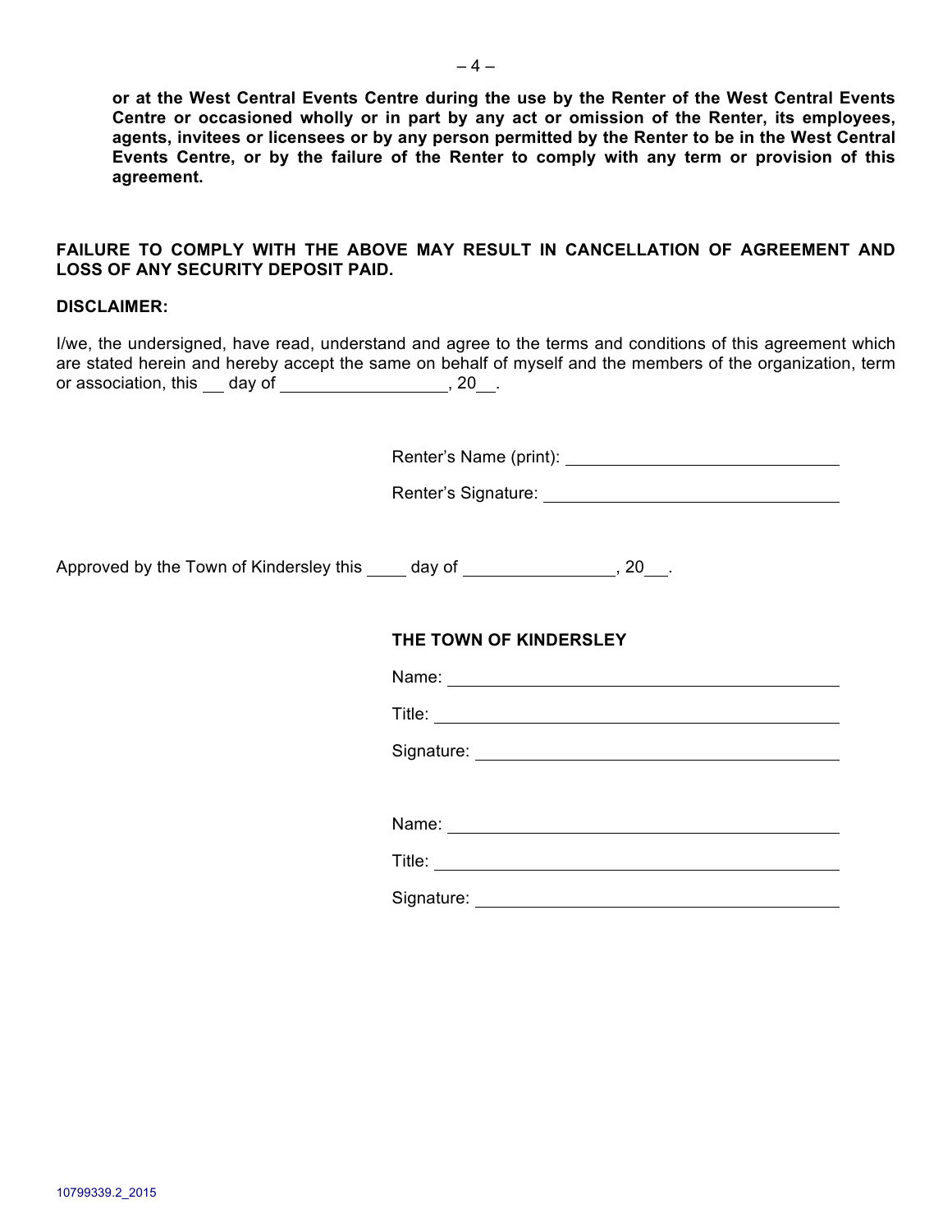**or at the West Central Events Centre during the use by the Renter of the West Central Events Centre or occasioned wholly or in part by any act or omission of the Renter, its employees, agents, invitees or licensees or by any person permitted by the Renter to be in the West Central Events Centre, or by the failure of the Renter to comply with any term or provision of this agreement.**

**FAILURE TO COMPLY WITH THE ABOVE MAY RESULT IN CANCELLATION OF AGREEMENT AND LOSS OF ANY SECURITY DEPOSIT PAID.**

**DISCLAIMER:**

I/we, the undersigned, have read, understand and agree to the terms and conditions of this agreement which are stated herein and hereby accept the same on behalf of myself and the members of the organization, term or association, this ___ day of ________________, 20__.

Renter's Name (print): ____________________________

Renter's Signature: ____________________________

Approved by the Town of Kindersley this ____ day of ______________, 20__.

**THE TOWN OF KINDERSLEY**

Name: ____________________________

Title: ____________________________

Signature: ____________________________

Name: ____________________________

Title: ____________________________

Signature: ____________________________

10799339.2_2015